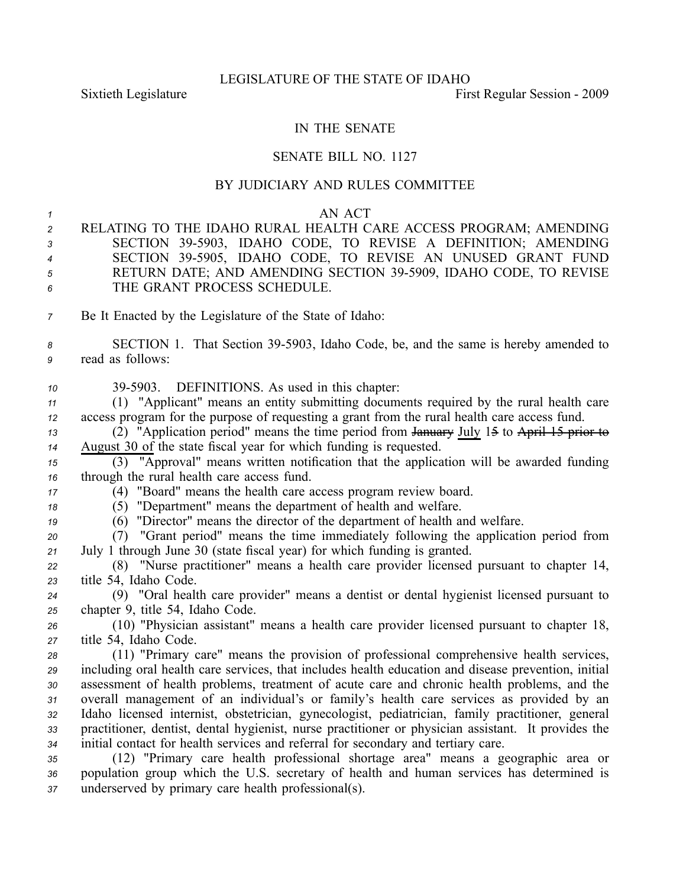LEGISLATURE OF THE STATE OF IDAHO

Sixtieth Legislature First Regular Session - 2009

# IN THE SENATE

## SENATE BILL NO. 1127

### BY JUDICIARY AND RULES COMMITTEE

AN ACT

RELATING TO THE IDAHO RURAL HEALTH CARE ACCESS PROGRAM; AMENDING SECTION 39-5903, IDAHO CODE, TO REVISE A DEFINITION; AMENDING SECTION 39-5905, IDAHO CODE, TO REVISE AN UNUSED GRANT FUND RETURN DATE; AND AMENDING SECTION 39-5909, IDAHO CODE, TO REVISE THE GRANT PROCESS SCHEDULE.

Be It Enacted by the Legislature of the State of Idaho:

SECTION 1. That Section 39-5903, Idaho Code, be, and the same is hereby amended to read as follows:

39-5903. DEFINITIONS. As used in this chapter:

(1) "Applicant" means an entity submitting documents required by the rural health care access program for the purpose of requesting a grant from the rural health care access fund.

(2) "Application period" means the time period from ~~January~~ July 1~~5~~ to ~~April 15 prior to~~ August 30 of the state fiscal year for which funding is requested.

(3) "Approval" means written notification that the application will be awarded funding through the rural health care access fund.

(4) "Board" means the health care access program review board.

(5) "Department" means the department of health and welfare.

(6) "Director" means the director of the department of health and welfare.

(7) "Grant period" means the time immediately following the application period from July 1 through June 30 (state fiscal year) for which funding is granted.

(8) "Nurse practitioner" means a health care provider licensed pursuant to chapter 14, title 54, Idaho Code.

(9) "Oral health care provider" means a dentist or dental hygienist licensed pursuant to chapter 9, title 54, Idaho Code.

(10) "Physician assistant" means a health care provider licensed pursuant to chapter 18, title 54, Idaho Code.

(11) "Primary care" means the provision of professional comprehensive health services, including oral health care services, that includes health education and disease prevention, initial assessment of health problems, treatment of acute care and chronic health problems, and the overall management of an individual's or family's health care services as provided by an Idaho licensed internist, obstetrician, gynecologist, pediatrician, family practitioner, general practitioner, dentist, dental hygienist, nurse practitioner or physician assistant. It provides the initial contact for health services and referral for secondary and tertiary care.

(12) "Primary care health professional shortage area" means a geographic area or population group which the U.S. secretary of health and human services has determined is underserved by primary care health professional(s).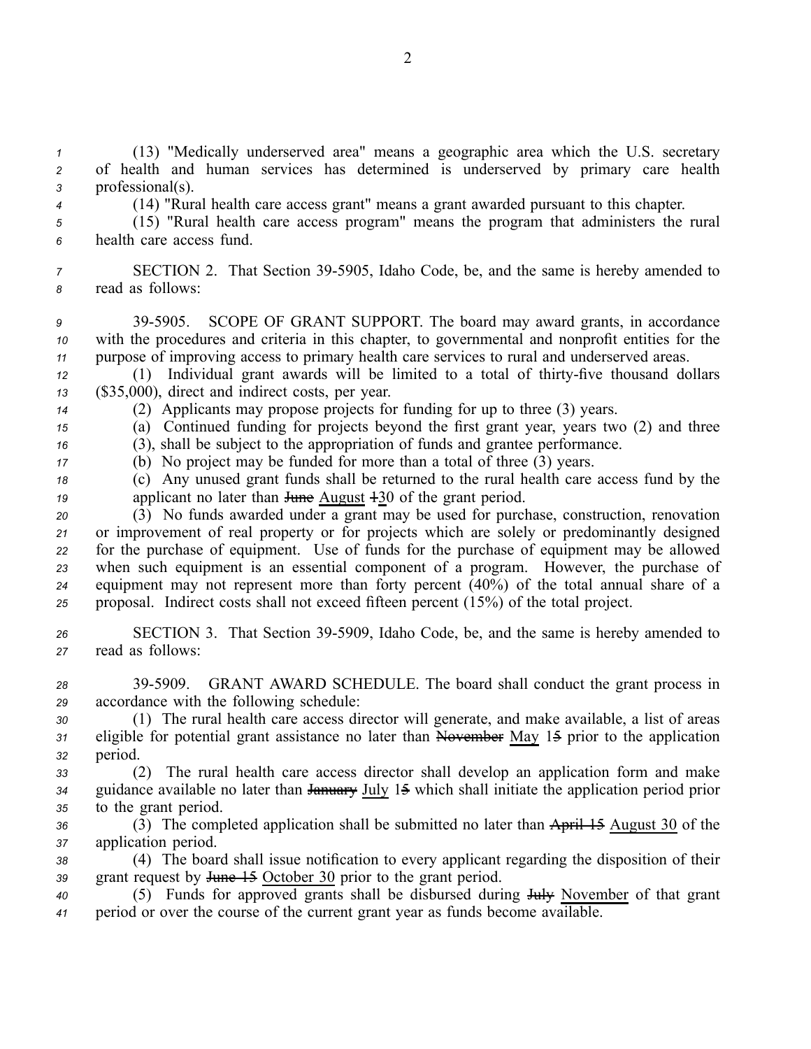(13) "Medically underserved area" means a geographic area which the U.S. secretary of health and human services has determined is underserved by primary care health professional(s).

(14) "Rural health care access grant" means a grant awarded pursuant to this chapter.

(15) "Rural health care access program" means the program that administers the rural health care access fund.

SECTION 2. That Section 39-5905, Idaho Code, be, and the same is hereby amended to read as follows:

39-5905. SCOPE OF GRANT SUPPORT. The board may award grants, in accordance with the procedures and criteria in this chapter, to governmental and nonprofit entities for the purpose of improving access to primary health care services to rural and underserved areas.

(1) Individual grant awards will be limited to a total of thirty-five thousand dollars ($35,000), direct and indirect costs, per year.

(2) Applicants may propose projects for funding for up to three (3) years.

(a) Continued funding for projects beyond the first grant year, years two (2) and three (3), shall be subject to the appropriation of funds and grantee performance.

(b) No project may be funded for more than a total of three (3) years.

(c) Any unused grant funds shall be returned to the rural health care access fund by the applicant no later than ~~June~~ <u>August</u> ~~1~~<u>3</u>0 of the grant period.

(3) No funds awarded under a grant may be used for purchase, construction, renovation or improvement of real property or for projects which are solely or predominantly designed for the purchase of equipment. Use of funds for the purchase of equipment may be allowed when such equipment is an essential component of a program. However, the purchase of equipment may not represent more than forty percent (40%) of the total annual share of a proposal. Indirect costs shall not exceed fifteen percent (15%) of the total project.

SECTION 3. That Section 39-5909, Idaho Code, be, and the same is hereby amended to read as follows:

39-5909. GRANT AWARD SCHEDULE. The board shall conduct the grant process in accordance with the following schedule:

(1) The rural health care access director will generate, and make available, a list of areas eligible for potential grant assistance no later than ~~November~~ <u>May</u> 1~~5~~ prior to the application period.

(2) The rural health care access director shall develop an application form and make guidance available no later than ~~January~~ <u>July</u> 1~~5~~ which shall initiate the application period prior to the grant period.

(3) The completed application shall be submitted no later than ~~April 15~~ <u>August 30</u> of the application period.

(4) The board shall issue notification to every applicant regarding the disposition of their grant request by ~~June 15~~ <u>October 30</u> prior to the grant period.

(5) Funds for approved grants shall be disbursed during ~~July~~ <u>November</u> of that grant period or over the course of the current grant year as funds become available.